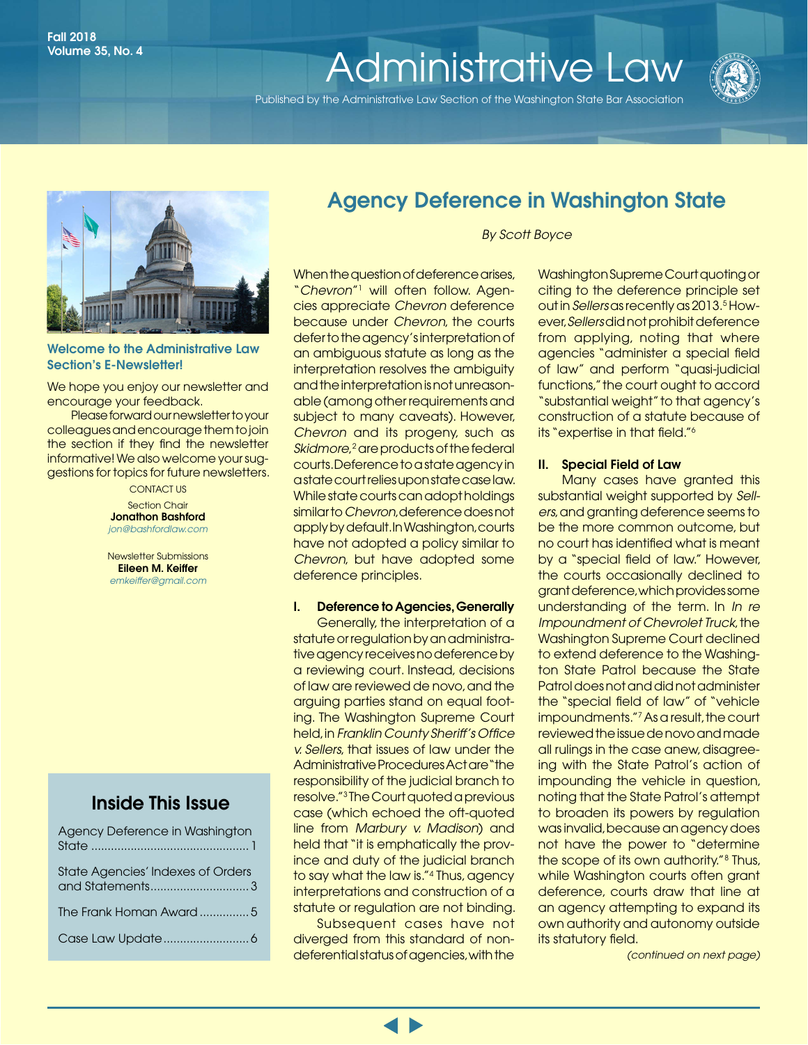Fall 2018
Volume 35, No. 4

# Administrative Law

Published by the Administrative Law Section of the Washington State Bar Association

**Welcome to the Administrative Law Section's E-Newsletter!**

We hope you enjoy our newsletter and encourage your feedback.

Please forward our newsletter to your colleagues and encourage them to join the section if they find the newsletter informative! We also welcome your suggestions for topics for future newsletters.

CONTACT US

Section Chair
**Jonathon Bashford**
*jon@bashfordlaw.com*

Newsletter Submissions
**Eileen M. Keiffer**
*emkeiffer@gmail.com*

## Inside This Issue

- Agency Deference in Washington State ... 1
- State Agencies' Indexes of Orders and Statements ... 3
- The Frank Homan Award ... 5
- Case Law Update ... 6

## Agency Deference in Washington State

*By Scott Boyce*

When the question of deference arises, "*Chevron*"[1] will often follow. Agencies appreciate *Chevron* deference because under *Chevron*, the courts defer to the agency's interpretation of an ambiguous statute as long as the interpretation resolves the ambiguity and the interpretation is not unreasonable (among other requirements and subject to many caveats). However, *Chevron* and its progeny, such as *Skidmore*,[2] are products of the federal courts. Deference to a state agency in a state court relies upon state case law. While state courts can adopt holdings similar to *Chevron*, deference does not apply by default. In Washington, courts have not adopted a policy similar to *Chevron*, but have adopted some deference principles.

### I. Deference to Agencies, Generally

Generally, the interpretation of a statute or regulation by an administrative agency receives no deference by a reviewing court. Instead, decisions of law are reviewed de novo, and the arguing parties stand on equal footing. The Washington Supreme Court held, in *Franklin County Sheriff's Office v. Sellers*, that issues of law under the Administrative Procedures Act are "the responsibility of the judicial branch to resolve."[3] The Court quoted a previous case (which echoed the oft-quoted line from *Marbury v. Madison*) and held that "it is emphatically the province and duty of the judicial branch to say what the law is."[4] Thus, agency interpretations and construction of a statute or regulation are not binding.

Subsequent cases have not diverged from this standard of non-deferential status of agencies, with the Washington Supreme Court quoting or citing to the deference principle set out in *Sellers* as recently as 2013.[5] However, *Sellers* did not prohibit deference from applying, noting that where agencies "administer a special field of law" and perform "quasi-judicial functions," the court ought to accord "substantial weight" to that agency's construction of a statute because of its "expertise in that field."[6]

### II. Special Field of Law

Many cases have granted this substantial weight supported by *Sellers*, and granting deference seems to be the more common outcome, but no court has identified what is meant by a "special field of law." However, the courts occasionally declined to grant deference, which provides some understanding of the term. In *In re Impoundment of Chevrolet Truck*, the Washington Supreme Court declined to extend deference to the Washington State Patrol because the State Patrol does not and did not administer the "special field of law" of "vehicle impoundments."[7] As a result, the court reviewed the issue de novo and made all rulings in the case anew, disagreeing with the State Patrol's action of impounding the vehicle in question, noting that the State Patrol's attempt to broaden its powers by regulation was invalid, because an agency does not have the power to "determine the scope of its own authority."[8] Thus, while Washington courts often grant deference, courts draw that line at an agency attempting to expand its own authority and autonomy outside its statutory field.

*(continued on next page)*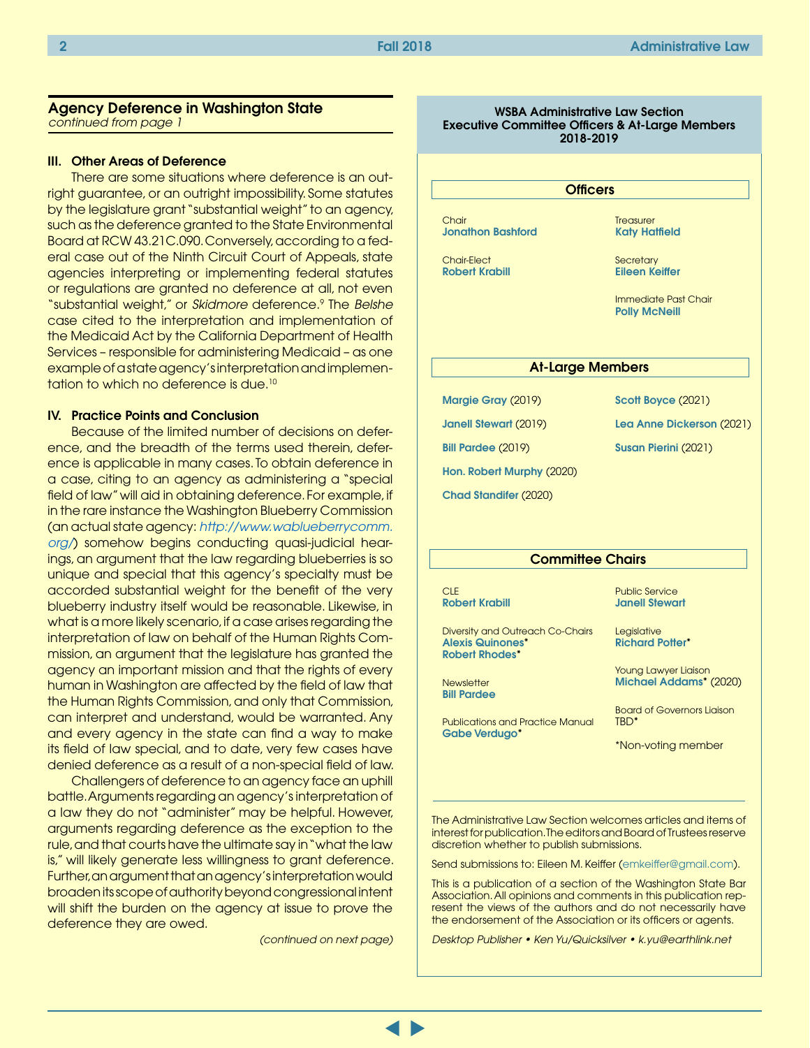## Agency Deference in Washington State

*continued from page 1*

### III. Other Areas of Deference

There are some situations where deference is an outright guarantee, or an outright impossibility. Some statutes by the legislature grant "substantial weight" to an agency, such as the deference granted to the State Environmental Board at RCW 43.21C.090. Conversely, according to a federal case out of the Ninth Circuit Court of Appeals, state agencies interpreting or implementing federal statutes or regulations are granted no deference at all, not even "substantial weight," or *Skidmore* deference.[9] The *Belshe* case cited to the interpretation and implementation of the Medicaid Act by the California Department of Health Services – responsible for administering Medicaid – as one example of a state agency's interpretation and implementation to which no deference is due.[10]

### IV. Practice Points and Conclusion

Because of the limited number of decisions on deference, and the breadth of the terms used therein, deference is applicable in many cases. To obtain deference in a case, citing to an agency as administering a "special field of law" will aid in obtaining deference. For example, if in the rare instance the Washington Blueberry Commission (an actual state agency: *http://www.wablueberrycomm.org/*) somehow begins conducting quasi-judicial hearings, an argument that the law regarding blueberries is so unique and special that this agency's specialty must be accorded substantial weight for the benefit of the very blueberry industry itself would be reasonable. Likewise, in what is a more likely scenario, if a case arises regarding the interpretation of law on behalf of the Human Rights Commission, an argument that the legislature has granted the agency an important mission and that the rights of every human in Washington are affected by the field of law that the Human Rights Commission, and only that Commission, can interpret and understand, would be warranted. Any and every agency in the state can find a way to make its field of law special, and to date, very few cases have denied deference as a result of a non-special field of law.

Challengers of deference to an agency face an uphill battle. Arguments regarding an agency's interpretation of a law they do not "administer" may be helpful. However, arguments regarding deference as the exception to the rule, and that courts have the ultimate say in "what the law is," will likely generate less willingness to grant deference. Further, an argument that an agency's interpretation would broaden its scope of authority beyond congressional intent will shift the burden on the agency at issue to prove the deference they are owed.

*(continued on next page)*

---

**WSBA Administrative Law Section**
**Executive Committee Officers & At-Large Members**
**2018-2019**

### Officers

Chair
**Jonathon Bashford**

Chair-Elect
**Robert Krabill**

Treasurer
**Katy Hatfield**

Secretary
**Eileen Keiffer**

Immediate Past Chair
**Polly McNeill**

### At-Large Members

**Margie Gray** (2019)
**Janell Stewart** (2019)
**Bill Pardee** (2019)
**Hon. Robert Murphy** (2020)
**Chad Standifer** (2020)
**Scott Boyce** (2021)
**Lea Anne Dickerson** (2021)
**Susan Pierini** (2021)

### Committee Chairs

CLE
**Robert Krabill**

Diversity and Outreach Co-Chairs
**Alexis Quinones***
**Robert Rhodes***

Newsletter
**Bill Pardee**

Publications and Practice Manual
**Gabe Verdugo***

Public Service
**Janell Stewart**

Legislative
**Richard Potter***

Young Lawyer Liaison
**Michael Addams*** (2020)

Board of Governors Liaison
TBD*

*Non-voting member

---

The Administrative Law Section welcomes articles and items of interest for publication. The editors and Board of Trustees reserve discretion whether to publish submissions.

Send submissions to: Eileen M. Keiffer (emkeiffer@gmail.com).

This is a publication of a section of the Washington State Bar Association. All opinions and comments in this publication represent the views of the authors and do not necessarily have the endorsement of the Association or its officers or agents.

*Desktop Publisher • Ken Yu/Quicksilver • k.yu@earthlink.net*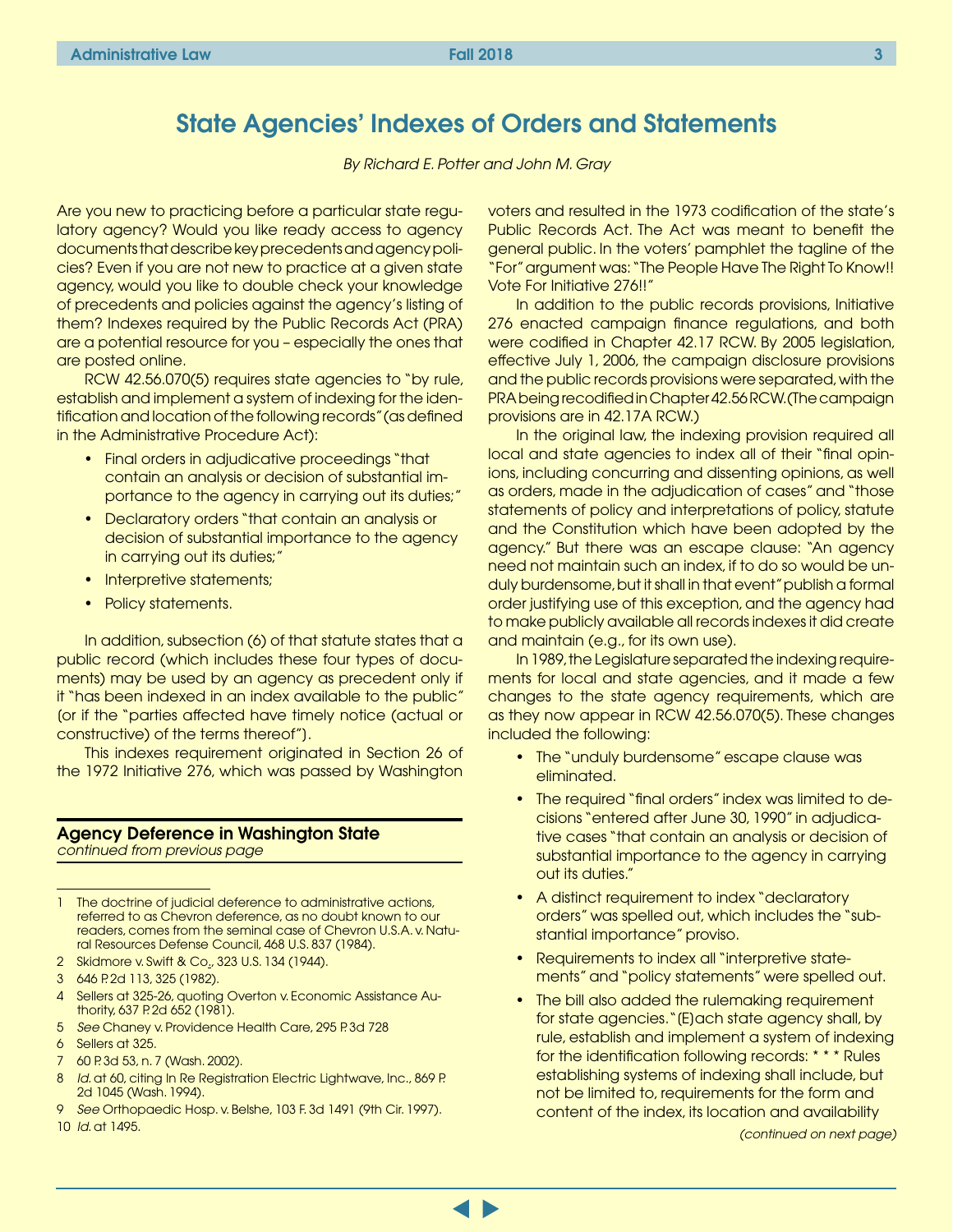# State Agencies' Indexes of Orders and Statements

*By Richard E. Potter and John M. Gray*

Are you new to practicing before a particular state regulatory agency? Would you like ready access to agency documents that describe key precedents and agency policies? Even if you are not new to practice at a given state agency, would you like to double check your knowledge of precedents and policies against the agency's listing of them? Indexes required by the Public Records Act (PRA) are a potential resource for you – especially the ones that are posted online.

RCW 42.56.070(5) requires state agencies to "by rule, establish and implement a system of indexing for the identification and location of the following records" (as defined in the Administrative Procedure Act):

- Final orders in adjudicative proceedings "that contain an analysis or decision of substantial importance to the agency in carrying out its duties;"
- Declaratory orders "that contain an analysis or decision of substantial importance to the agency in carrying out its duties;"
- Interpretive statements;
- Policy statements.

In addition, subsection (6) of that statute states that a public record (which includes these four types of documents) may be used by an agency as precedent only if it "has been indexed in an index available to the public" (or if the "parties affected have timely notice (actual or constructive) of the terms thereof").

This indexes requirement originated in Section 26 of the 1972 Initiative 276, which was passed by Washington voters and resulted in the 1973 codification of the state's Public Records Act. The Act was meant to benefit the general public. In the voters' pamphlet the tagline of the "For" argument was: "The People Have The Right To Know!! Vote For Initiative 276!!"

In addition to the public records provisions, Initiative 276 enacted campaign finance regulations, and both were codified in Chapter 42.17 RCW. By 2005 legislation, effective July 1, 2006, the campaign disclosure provisions and the public records provisions were separated, with the PRA being recodified in Chapter 42.56 RCW. (The campaign provisions are in 42.17A RCW.)

In the original law, the indexing provision required all local and state agencies to index all of their "final opinions, including concurring and dissenting opinions, as well as orders, made in the adjudication of cases" and "those statements of policy and interpretations of policy, statute and the Constitution which have been adopted by the agency." But there was an escape clause: "An agency need not maintain such an index, if to do so would be unduly burdensome, but it shall in that event" publish a formal order justifying use of this exception, and the agency had to make publicly available all records indexes it did create and maintain (e.g., for its own use).

In 1989, the Legislature separated the indexing requirements for local and state agencies, and it made a few changes to the state agency requirements, which are as they now appear in RCW 42.56.070(5). These changes included the following:

- The "unduly burdensome" escape clause was eliminated.
- The required "final orders" index was limited to decisions "entered after June 30, 1990" in adjudicative cases "that contain an analysis or decision of substantial importance to the agency in carrying out its duties."
- A distinct requirement to index "declaratory orders" was spelled out, which includes the "substantial importance" proviso.
- Requirements to index all "interpretive statements" and "policy statements" were spelled out.
- The bill also added the rulemaking requirement for state agencies. "(E)ach state agency shall, by rule, establish and implement a system of indexing for the identification following records: * * * Rules establishing systems of indexing shall include, but not be limited to, requirements for the form and content of the index, its location and availability

*(continued on next page)*

---

**Agency Deference in Washington State**
*continued from previous page*

1 The doctrine of judicial deference to administrative actions, referred to as Chevron deference, as no doubt known to our readers, comes from the seminal case of Chevron U.S.A. v. Natural Resources Defense Council, 468 U.S. 837 (1984).

2 Skidmore v. Swift & Co., 323 U.S. 134 (1944).

3 646 P.2d 113, 325 (1982).

4 Sellers at 325-26, quoting Overton v. Economic Assistance Authority, 637 P.2d 652 (1981).

5 *See* Chaney v. Providence Health Care, 295 P.3d 728

6 Sellers at 325.

7 60 P.3d 53, n. 7 (Wash. 2002).

8 *Id.* at 60, citing In Re Registration Electric Lightwave, Inc., 869 P.2d 1045 (Wash. 1994).

9 *See* Orthopaedic Hosp. v. Belshe, 103 F. 3d 1491 (9th Cir. 1997).

10 *Id.* at 1495.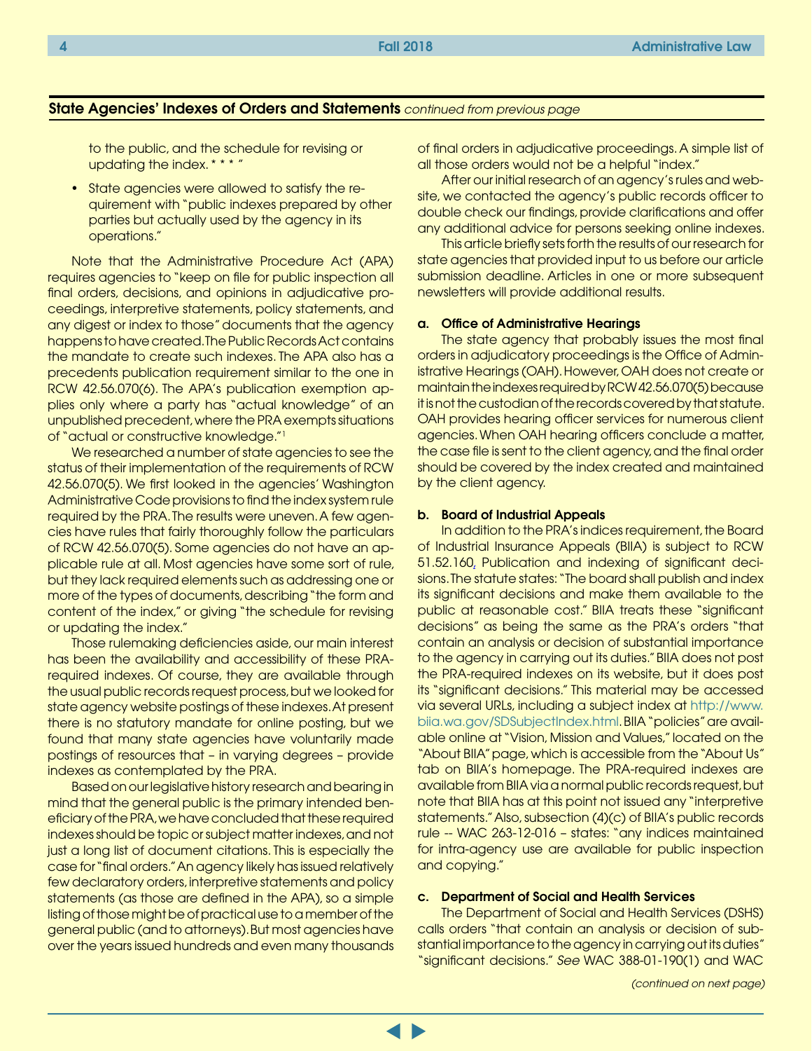## State Agencies' Indexes of Orders and Statements *continued from previous page*

to the public, and the schedule for revising or updating the index. * * * "

- State agencies were allowed to satisfy the requirement with "public indexes prepared by other parties but actually used by the agency in its operations."

Note that the Administrative Procedure Act (APA) requires agencies to "keep on file for public inspection all final orders, decisions, and opinions in adjudicative proceedings, interpretive statements, policy statements, and any digest or index to those" documents that the agency happens to have created. The Public Records Act contains the mandate to create such indexes. The APA also has a precedents publication requirement similar to the one in RCW 42.56.070(6). The APA's publication exemption applies only where a party has "actual knowledge" of an unpublished precedent, where the PRA exempts situations of "actual or constructive knowledge."[1]

We researched a number of state agencies to see the status of their implementation of the requirements of RCW 42.56.070(5). We first looked in the agencies' Washington Administrative Code provisions to find the index system rule required by the PRA. The results were uneven. A few agencies have rules that fairly thoroughly follow the particulars of RCW 42.56.070(5). Some agencies do not have an applicable rule at all. Most agencies have some sort of rule, but they lack required elements such as addressing one or more of the types of documents, describing "the form and content of the index," or giving "the schedule for revising or updating the index."

Those rulemaking deficiencies aside, our main interest has been the availability and accessibility of these PRA-required indexes. Of course, they are available through the usual public records request process, but we looked for state agency website postings of these indexes. At present there is no statutory mandate for online posting, but we found that many state agencies have voluntarily made postings of resources that – in varying degrees – provide indexes as contemplated by the PRA.

Based on our legislative history research and bearing in mind that the general public is the primary intended beneficiary of the PRA, we have concluded that these required indexes should be topic or subject matter indexes, and not just a long list of document citations. This is especially the case for "final orders." An agency likely has issued relatively few declaratory orders, interpretive statements and policy statements (as those are defined in the APA), so a simple listing of those might be of practical use to a member of the general public (and to attorneys). But most agencies have over the years issued hundreds and even many thousands of final orders in adjudicative proceedings. A simple list of all those orders would not be a helpful "index."

After our initial research of an agency's rules and website, we contacted the agency's public records officer to double check our findings, provide clarifications and offer any additional advice for persons seeking online indexes.

This article briefly sets forth the results of our research for state agencies that provided input to us before our article submission deadline. Articles in one or more subsequent newsletters will provide additional results.

**a. Office of Administrative Hearings**

The state agency that probably issues the most final orders in adjudicatory proceedings is the Office of Administrative Hearings (OAH). However, OAH does not create or maintain the indexes required by RCW 42.56.070(5) because it is not the custodian of the records covered by that statute. OAH provides hearing officer services for numerous client agencies. When OAH hearing officers conclude a matter, the case file is sent to the client agency, and the final order should be covered by the index created and maintained by the client agency.

**b. Board of Industrial Appeals**

In addition to the PRA's indices requirement, the Board of Industrial Insurance Appeals (BIIA) is subject to RCW 51.52.160, Publication and indexing of significant decisions. The statute states: "The board shall publish and index its significant decisions and make them available to the public at reasonable cost." BIIA treats these "significant decisions" as being the same as the PRA's orders "that contain an analysis or decision of substantial importance to the agency in carrying out its duties." BIIA does not post the PRA-required indexes on its website, but it does post its "significant decisions." This material may be accessed via several URLs, including a subject index at http://www.biia.wa.gov/SDSubjectIndex.html. BIIA "policies" are available online at "Vision, Mission and Values," located on the "About BIIA" page, which is accessible from the "About Us" tab on BIIA's homepage. The PRA-required indexes are available from BIIA via a normal public records request, but note that BIIA has at this point not issued any "interpretive statements." Also, subsection (4)(c) of BIIA's public records rule -- WAC 263-12-016 – states: "any indices maintained for intra-agency use are available for public inspection and copying."

**c. Department of Social and Health Services**

The Department of Social and Health Services (DSHS) calls orders "that contain an analysis or decision of substantial importance to the agency in carrying out its duties" "significant decisions." *See* WAC 388-01-190(1) and WAC

*(continued on next page)*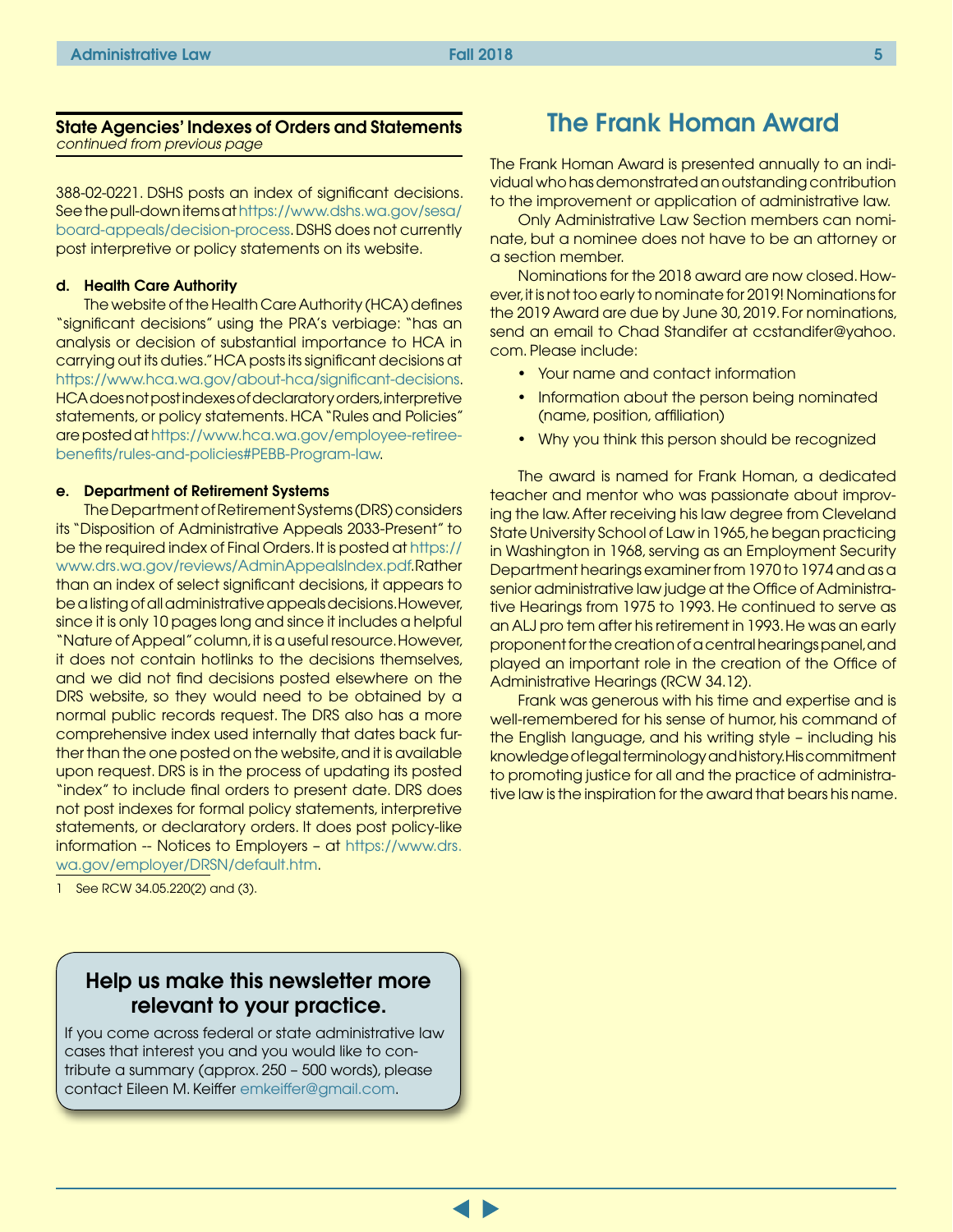### State Agencies' Indexes of Orders and Statements

*continued from previous page*

388-02-0221. DSHS posts an index of significant decisions. See the pull-down items at https://www.dshs.wa.gov/sesa/board-appeals/decision-process. DSHS does not currently post interpretive or policy statements on its website.

**d. Health Care Authority**

The website of the Health Care Authority (HCA) defines "significant decisions" using the PRA's verbiage: "has an analysis or decision of substantial importance to HCA in carrying out its duties." HCA posts its significant decisions at https://www.hca.wa.gov/about-hca/significant-decisions. HCA does not post indexes of declaratory orders, interpretive statements, or policy statements. HCA "Rules and Policies" are posted at https://www.hca.wa.gov/employee-retiree-benefits/rules-and-policies#PEBB-Program-law.

**e. Department of Retirement Systems**

The Department of Retirement Systems (DRS) considers its "Disposition of Administrative Appeals 2033-Present" to be the required index of Final Orders. It is posted at https://www.drs.wa.gov/reviews/AdminAppealsIndex.pdf. Rather than an index of select significant decisions, it appears to be a listing of all administrative appeals decisions. However, since it is only 10 pages long and since it includes a helpful "Nature of Appeal" column, it is a useful resource. However, it does not contain hotlinks to the decisions themselves, and we did not find decisions posted elsewhere on the DRS website, so they would need to be obtained by a normal public records request. The DRS also has a more comprehensive index used internally that dates back further than the one posted on the website, and it is available upon request. DRS is in the process of updating its posted "index" to include final orders to present date. DRS does not post indexes for formal policy statements, interpretive statements, or declaratory orders. It does post policy-like information -- Notices to Employers – at https://www.drs.wa.gov/employer/DRSN/default.htm.

1 See RCW 34.05.220(2) and (3).

## Help us make this newsletter more relevant to your practice.

If you come across federal or state administrative law cases that interest you and you would like to contribute a summary (approx. 250 – 500 words), please contact Eileen M. Keiffer emkeiffer@gmail.com.

## The Frank Homan Award

The Frank Homan Award is presented annually to an individual who has demonstrated an outstanding contribution to the improvement or application of administrative law.

Only Administrative Law Section members can nominate, but a nominee does not have to be an attorney or a section member.

Nominations for the 2018 award are now closed. However, it is not too early to nominate for 2019! Nominations for the 2019 Award are due by June 30, 2019. For nominations, send an email to Chad Standifer at ccstandifer@yahoo.com. Please include:

- Your name and contact information
- Information about the person being nominated (name, position, affiliation)
- Why you think this person should be recognized

The award is named for Frank Homan, a dedicated teacher and mentor who was passionate about improving the law. After receiving his law degree from Cleveland State University School of Law in 1965, he began practicing in Washington in 1968, serving as an Employment Security Department hearings examiner from 1970 to 1974 and as a senior administrative law judge at the Office of Administrative Hearings from 1975 to 1993. He continued to serve as an ALJ pro tem after his retirement in 1993. He was an early proponent for the creation of a central hearings panel, and played an important role in the creation of the Office of Administrative Hearings (RCW 34.12).

Frank was generous with his time and expertise and is well-remembered for his sense of humor, his command of the English language, and his writing style – including his knowledge of legal terminology and history. His commitment to promoting justice for all and the practice of administrative law is the inspiration for the award that bears his name.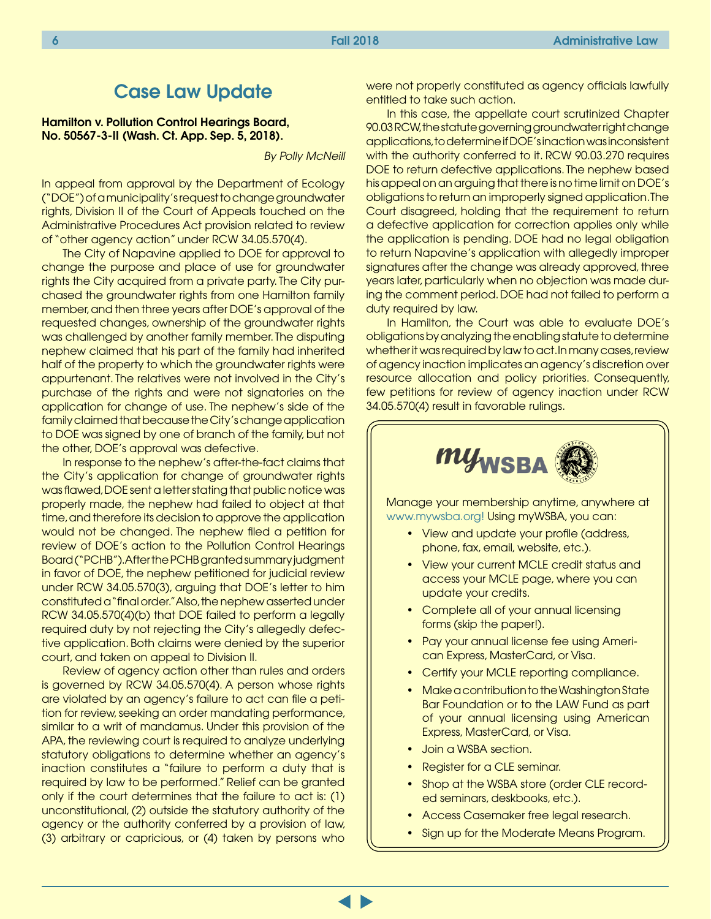## Case Law Update

**Hamilton v. Pollution Control Hearings Board, No. 50567-3-II (Wash. Ct. App. Sep. 5, 2018).**

*By Polly McNeill*

In appeal from approval by the Department of Ecology ("DOE") of a municipality's request to change groundwater rights, Division II of the Court of Appeals touched on the Administrative Procedures Act provision related to review of "other agency action" under RCW 34.05.570(4).

The City of Napavine applied to DOE for approval to change the purpose and place of use for groundwater rights the City acquired from a private party. The City purchased the groundwater rights from one Hamilton family member, and then three years after DOE's approval of the requested changes, ownership of the groundwater rights was challenged by another family member. The disputing nephew claimed that his part of the family had inherited half of the property to which the groundwater rights were appurtenant. The relatives were not involved in the City's purchase of the rights and were not signatories on the application for change of use. The nephew's side of the family claimed that because the City's change application to DOE was signed by one of branch of the family, but not the other, DOE's approval was defective.

In response to the nephew's after-the-fact claims that the City's application for change of groundwater rights was flawed, DOE sent a letter stating that public notice was properly made, the nephew had failed to object at that time, and therefore its decision to approve the application would not be changed. The nephew filed a petition for review of DOE's action to the Pollution Control Hearings Board ("PCHB"). After the PCHB granted summary judgment in favor of DOE, the nephew petitioned for judicial review under RCW 34.05.570(3), arguing that DOE's letter to him constituted a "final order." Also, the nephew asserted under RCW 34.05.570(4)(b) that DOE failed to perform a legally required duty by not rejecting the City's allegedly defective application. Both claims were denied by the superior court, and taken on appeal to Division II.

Review of agency action other than rules and orders is governed by RCW 34.05.570(4). A person whose rights are violated by an agency's failure to act can file a petition for review, seeking an order mandating performance, similar to a writ of mandamus. Under this provision of the APA, the reviewing court is required to analyze underlying statutory obligations to determine whether an agency's inaction constitutes a "failure to perform a duty that is required by law to be performed." Relief can be granted only if the court determines that the failure to act is: (1) unconstitutional, (2) outside the statutory authority of the agency or the authority conferred by a provision of law, (3) arbitrary or capricious, or (4) taken by persons who were not properly constituted as agency officials lawfully entitled to take such action.

In this case, the appellate court scrutinized Chapter 90.03 RCW, the statute governing groundwater right change applications, to determine if DOE's inaction was inconsistent with the authority conferred to it. RCW 90.03.270 requires DOE to return defective applications. The nephew based his appeal on an arguing that there is no time limit on DOE's obligations to return an improperly signed application. The Court disagreed, holding that the requirement to return a defective application for correction applies only while the application is pending. DOE had no legal obligation to return Napavine's application with allegedly improper signatures after the change was already approved, three years later, particularly when no objection was made during the comment period. DOE had not failed to perform a duty required by law.

In Hamilton, the Court was able to evaluate DOE's obligations by analyzing the enabling statute to determine whether it was required by law to act. In many cases, review of agency inaction implicates an agency's discretion over resource allocation and policy priorities. Consequently, few petitions for review of agency inaction under RCW 34.05.570(4) result in favorable rulings.

---

**myWSBA**

Manage your membership anytime, anywhere at www.mywsba.org! Using myWSBA, you can:

- View and update your profile (address, phone, fax, email, website, etc.).
- View your current MCLE credit status and access your MCLE page, where you can update your credits.
- Complete all of your annual licensing forms (skip the paper!).
- Pay your annual license fee using American Express, MasterCard, or Visa.
- Certify your MCLE reporting compliance.
- Make a contribution to the Washington State Bar Foundation or to the LAW Fund as part of your annual licensing using American Express, MasterCard, or Visa.
- Join a WSBA section.
- Register for a CLE seminar.
- Shop at the WSBA store (order CLE recorded seminars, deskbooks, etc.).
- Access Casemaker free legal research.
- Sign up for the Moderate Means Program.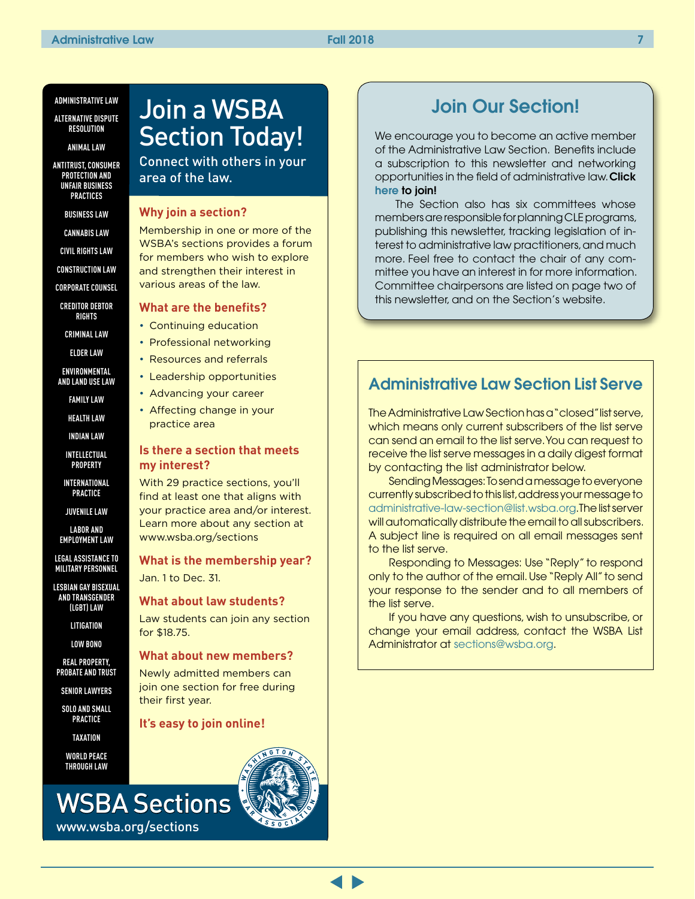# Join a WSBA Section Today!

Connect with others in your area of the law.

ADMINISTRATIVE LAW
ALTERNATIVE DISPUTE RESOLUTION
ANIMAL LAW
ANTITRUST, CONSUMER PROTECTION AND UNFAIR BUSINESS PRACTICES
BUSINESS LAW
CANNABIS LAW
CIVIL RIGHTS LAW
CONSTRUCTION LAW
CORPORATE COUNSEL
CREDITOR DEBTOR RIGHTS
CRIMINAL LAW
ELDER LAW
ENVIRONMENTAL AND LAND USE LAW
FAMILY LAW
HEALTH LAW
INDIAN LAW
INTELLECTUAL PROPERTY
INTERNATIONAL PRACTICE
JUVENILE LAW
LABOR AND EMPLOYMENT LAW
LEGAL ASSISTANCE TO MILITARY PERSONNEL
LESBIAN GAY BISEXUAL AND TRANSGENDER (LGBT) LAW
LITIGATION
LOW BONO
REAL PROPERTY, PROBATE AND TRUST
SENIOR LAWYERS
SOLO AND SMALL PRACTICE
TAXATION
WORLD PEACE THROUGH LAW

### Why join a section?

Membership in one or more of the WSBA's sections provides a forum for members who wish to explore and strengthen their interest in various areas of the law.

### What are the benefits?

- Continuing education
- Professional networking
- Resources and referrals
- Leadership opportunities
- Advancing your career
- Affecting change in your practice area

### Is there a section that meets my interest?

With 29 practice sections, you'll find at least one that aligns with your practice area and/or interest. Learn more about any section at www.wsba.org/sections

### What is the membership year?

Jan. 1 to Dec. 31.

### What about law students?

Law students can join any section for $18.75.

### What about new members?

Newly admitted members can join one section for free during their first year.

### It's easy to join online!

**WSBA Sections**
www.wsba.org/sections

## Join Our Section!

We encourage you to become an active member of the Administrative Law Section. Benefits include a subscription to this newsletter and networking opportunities in the field of administrative law. **Click here to join!**

The Section also has six committees whose members are responsible for planning CLE programs, publishing this newsletter, tracking legislation of interest to administrative law practitioners, and much more. Feel free to contact the chair of any committee you have an interest in for more information. Committee chairpersons are listed on page two of this newsletter, and on the Section's website.

## Administrative Law Section List Serve

The Administrative Law Section has a "closed" list serve, which means only current subscribers of the list serve can send an email to the list serve. You can request to receive the list serve messages in a daily digest format by contacting the list administrator below.

Sending Messages: To send a message to everyone currently subscribed to this list, address your message to administrative-law-section@list.wsba.org. The list server will automatically distribute the email to all subscribers. A subject line is required on all email messages sent to the list serve.

Responding to Messages: Use "Reply" to respond only to the author of the email. Use "Reply All" to send your response to the sender and to all members of the list serve.

If you have any questions, wish to unsubscribe, or change your email address, contact the WSBA List Administrator at sections@wsba.org.